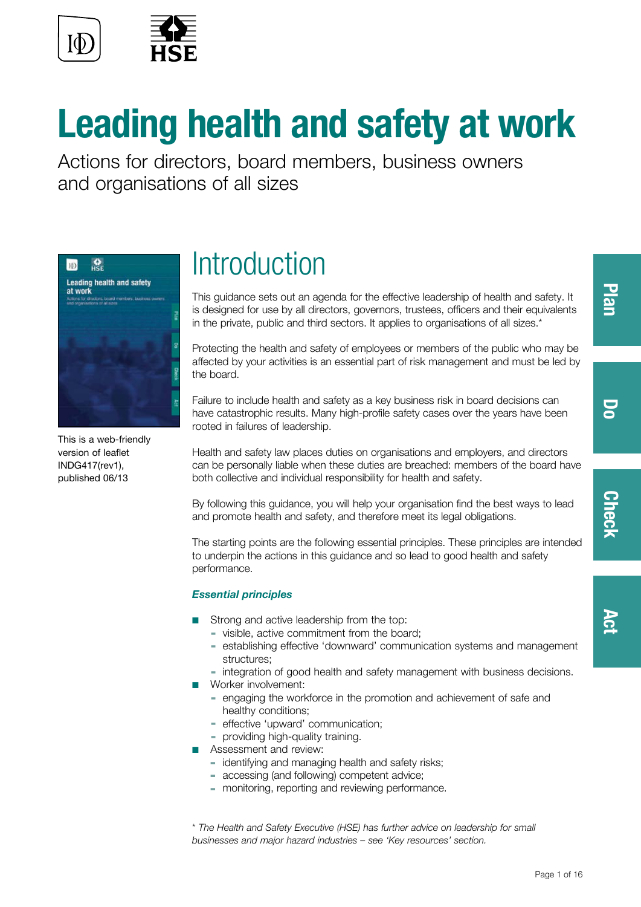# Leading health and safety at work

Actions for directors, board members, business owners and organisations of all sizes

This is a web-friendly version of leaflet INDG417(rev1), published 06/13

## Introduction

This guidance sets out an agenda for the effective leadership of health and safety. It is designed for use by all directors, governors, trustees, officers and their equivalents in the private, public and third sectors. It applies to organisations of all sizes.*

Protecting the health and safety of employees or members of the public who may be affected by your activities is an essential part of risk management and must be led by the board.

Failure to include health and safety as a key business risk in board decisions can have catastrophic results. Many high-profile safety cases over the years have been rooted in failures of leadership.

Health and safety law places duties on organisations and employers, and directors can be personally liable when these duties are breached: members of the board have both collective and individual responsibility for health and safety.

By following this guidance, you will help your organisation find the best ways to lead and promote health and safety, and therefore meet its legal obligations.

The starting points are the following essential principles. These principles are intended to underpin the actions in this guidance and so lead to good health and safety performance.

### *Essential principles*

- Strong and active leadership from the top:
  - visible, active commitment from the board;
  - establishing effective 'downward' communication systems and management structures;
  - integration of good health and safety management with business decisions.
- Worker involvement:
  - engaging the workforce in the promotion and achievement of safe and healthy conditions;
  - effective 'upward' communication;
  - providing high-quality training.
- Assessment and review:
  - identifying and managing health and safety risks;
  - accessing (and following) competent advice;
  - monitoring, reporting and reviewing performance.

*\* The Health and Safety Executive (HSE) has further advice on leadership for small businesses and major hazard industries – see 'Key resources' section.*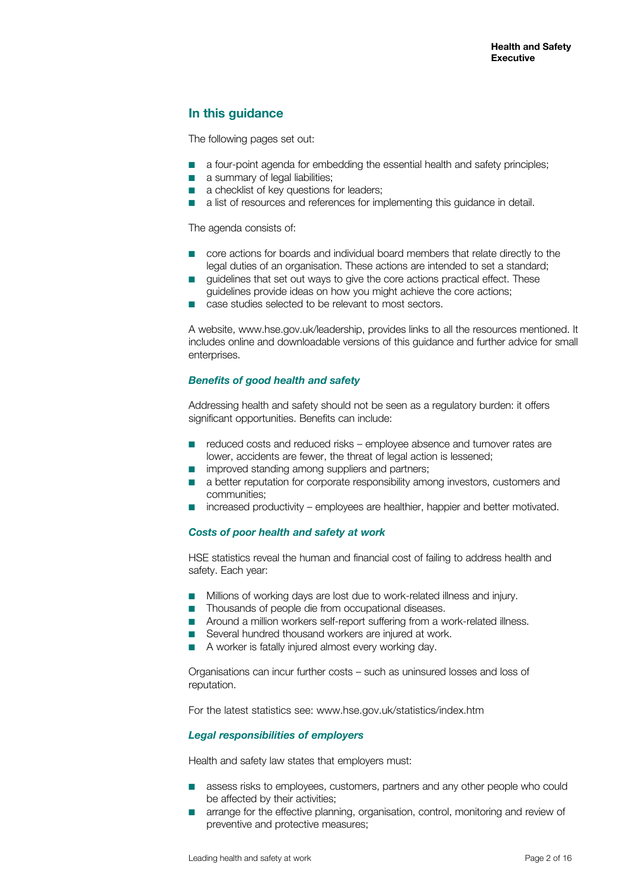## In this guidance

The following pages set out:

- a four-point agenda for embedding the essential health and safety principles;
- a summary of legal liabilities;
- a checklist of key questions for leaders;
- a list of resources and references for implementing this guidance in detail.

The agenda consists of:

- core actions for boards and individual board members that relate directly to the legal duties of an organisation. These actions are intended to set a standard;
- guidelines that set out ways to give the core actions practical effect. These guidelines provide ideas on how you might achieve the core actions;
- case studies selected to be relevant to most sectors.

A website, www.hse.gov.uk/leadership, provides links to all the resources mentioned. It includes online and downloadable versions of this guidance and further advice for small enterprises.

### *Benefits of good health and safety*

Addressing health and safety should not be seen as a regulatory burden: it offers significant opportunities. Benefits can include:

- reduced costs and reduced risks – employee absence and turnover rates are lower, accidents are fewer, the threat of legal action is lessened;
- improved standing among suppliers and partners;
- a better reputation for corporate responsibility among investors, customers and communities;
- increased productivity – employees are healthier, happier and better motivated.

### *Costs of poor health and safety at work*

HSE statistics reveal the human and financial cost of failing to address health and safety. Each year:

- Millions of working days are lost due to work-related illness and injury.
- Thousands of people die from occupational diseases.
- Around a million workers self-report suffering from a work-related illness.
- Several hundred thousand workers are injured at work.
- A worker is fatally injured almost every working day.

Organisations can incur further costs – such as uninsured losses and loss of reputation.

For the latest statistics see: www.hse.gov.uk/statistics/index.htm

### *Legal responsibilities of employers*

Health and safety law states that employers must:

- assess risks to employees, customers, partners and any other people who could be affected by their activities;
- arrange for the effective planning, organisation, control, monitoring and review of preventive and protective measures;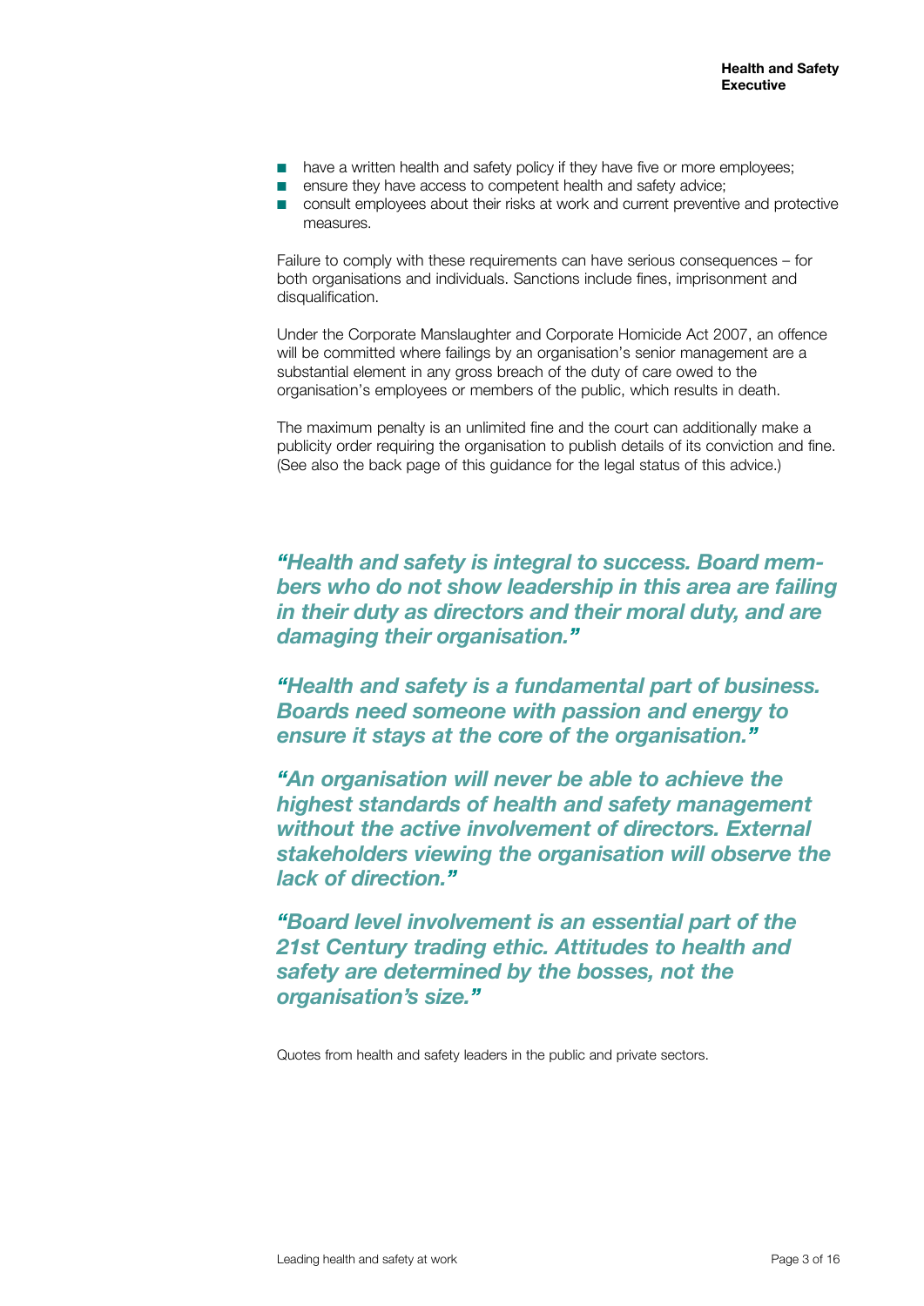- have a written health and safety policy if they have five or more employees;
- ensure they have access to competent health and safety advice;
- consult employees about their risks at work and current preventive and protective measures.

Failure to comply with these requirements can have serious consequences – for both organisations and individuals. Sanctions include fines, imprisonment and disqualification.

Under the Corporate Manslaughter and Corporate Homicide Act 2007, an offence will be committed where failings by an organisation's senior management are a substantial element in any gross breach of the duty of care owed to the organisation's employees or members of the public, which results in death.

The maximum penalty is an unlimited fine and the court can additionally make a publicity order requiring the organisation to publish details of its conviction and fine. (See also the back page of this guidance for the legal status of this advice.)

***"Health and safety is integral to success. Board members who do not show leadership in this area are failing in their duty as directors and their moral duty, and are damaging their organisation."***

***"Health and safety is a fundamental part of business. Boards need someone with passion and energy to ensure it stays at the core of the organisation."***

***"An organisation will never be able to achieve the highest standards of health and safety management without the active involvement of directors. External stakeholders viewing the organisation will observe the lack of direction."***

***"Board level involvement is an essential part of the 21st Century trading ethic. Attitudes to health and safety are determined by the bosses, not the organisation's size."***

Quotes from health and safety leaders in the public and private sectors.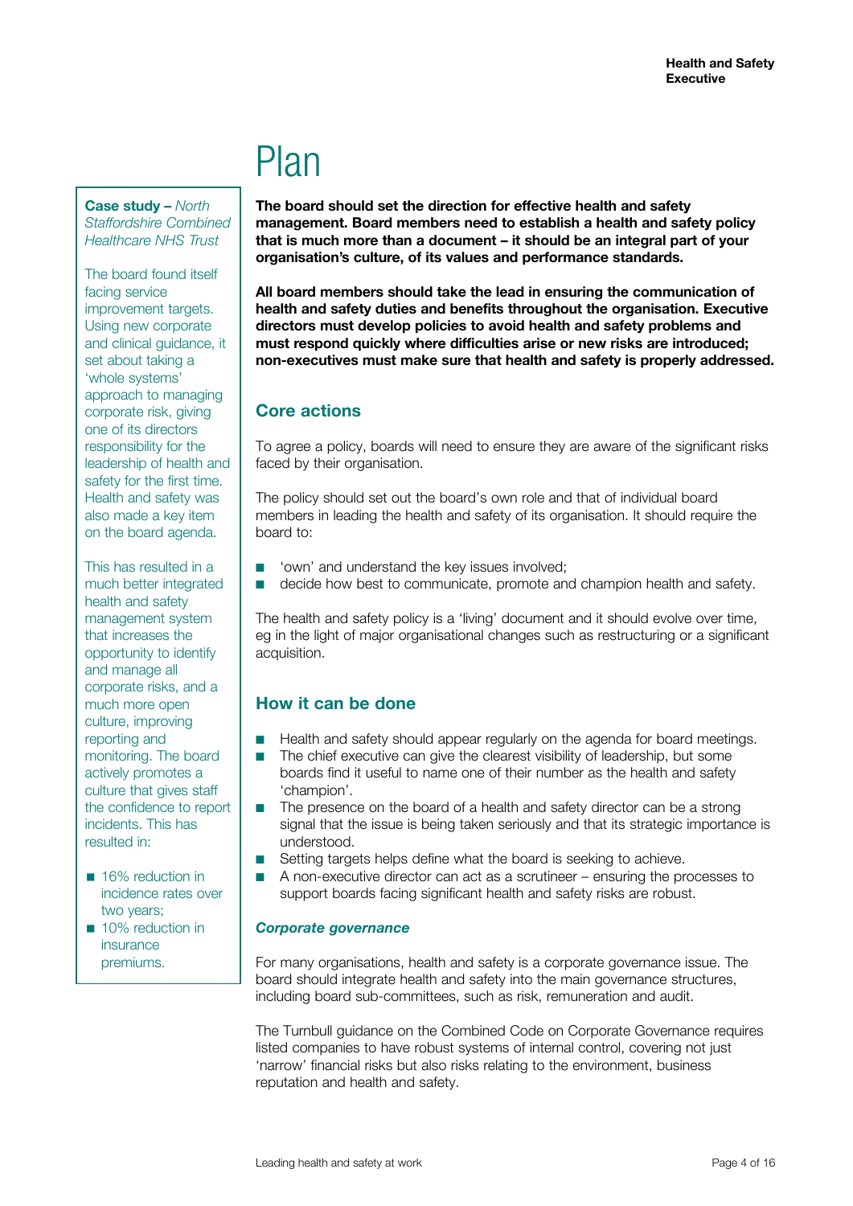# Plan

**The board should set the direction for effective health and safety management. Board members need to establish a health and safety policy that is much more than a document – it should be an integral part of your organisation's culture, of its values and performance standards.**

**All board members should take the lead in ensuring the communication of health and safety duties and benefits throughout the organisation. Executive directors must develop policies to avoid health and safety problems and must respond quickly where difficulties arise or new risks are introduced; non-executives must make sure that health and safety is properly addressed.**

## Core actions

To agree a policy, boards will need to ensure they are aware of the significant risks faced by their organisation.

The policy should set out the board's own role and that of individual board members in leading the health and safety of its organisation. It should require the board to:

- 'own' and understand the key issues involved;
- decide how best to communicate, promote and champion health and safety.

The health and safety policy is a 'living' document and it should evolve over time, eg in the light of major organisational changes such as restructuring or a significant acquisition.

## How it can be done

- Health and safety should appear regularly on the agenda for board meetings.
- The chief executive can give the clearest visibility of leadership, but some boards find it useful to name one of their number as the health and safety 'champion'.
- The presence on the board of a health and safety director can be a strong signal that the issue is being taken seriously and that its strategic importance is understood.
- Setting targets helps define what the board is seeking to achieve.
- A non-executive director can act as a scrutineer – ensuring the processes to support boards facing significant health and safety risks are robust.

### *Corporate governance*

For many organisations, health and safety is a corporate governance issue. The board should integrate health and safety into the main governance structures, including board sub-committees, such as risk, remuneration and audit.

The Turnbull guidance on the Combined Code on Corporate Governance requires listed companies to have robust systems of internal control, covering not just 'narrow' financial risks but also risks relating to the environment, business reputation and health and safety.

**Case study –** ***North Staffordshire Combined Healthcare NHS Trust***

The board found itself facing service improvement targets. Using new corporate and clinical guidance, it set about taking a 'whole systems' approach to managing corporate risk, giving one of its directors responsibility for the leadership of health and safety for the first time. Health and safety was also made a key item on the board agenda.

This has resulted in a much better integrated health and safety management system that increases the opportunity to identify and manage all corporate risks, and a much more open culture, improving reporting and monitoring. The board actively promotes a culture that gives staff the confidence to report incidents. This has resulted in:

- 16% reduction in incidence rates over two years;
- 10% reduction in insurance premiums.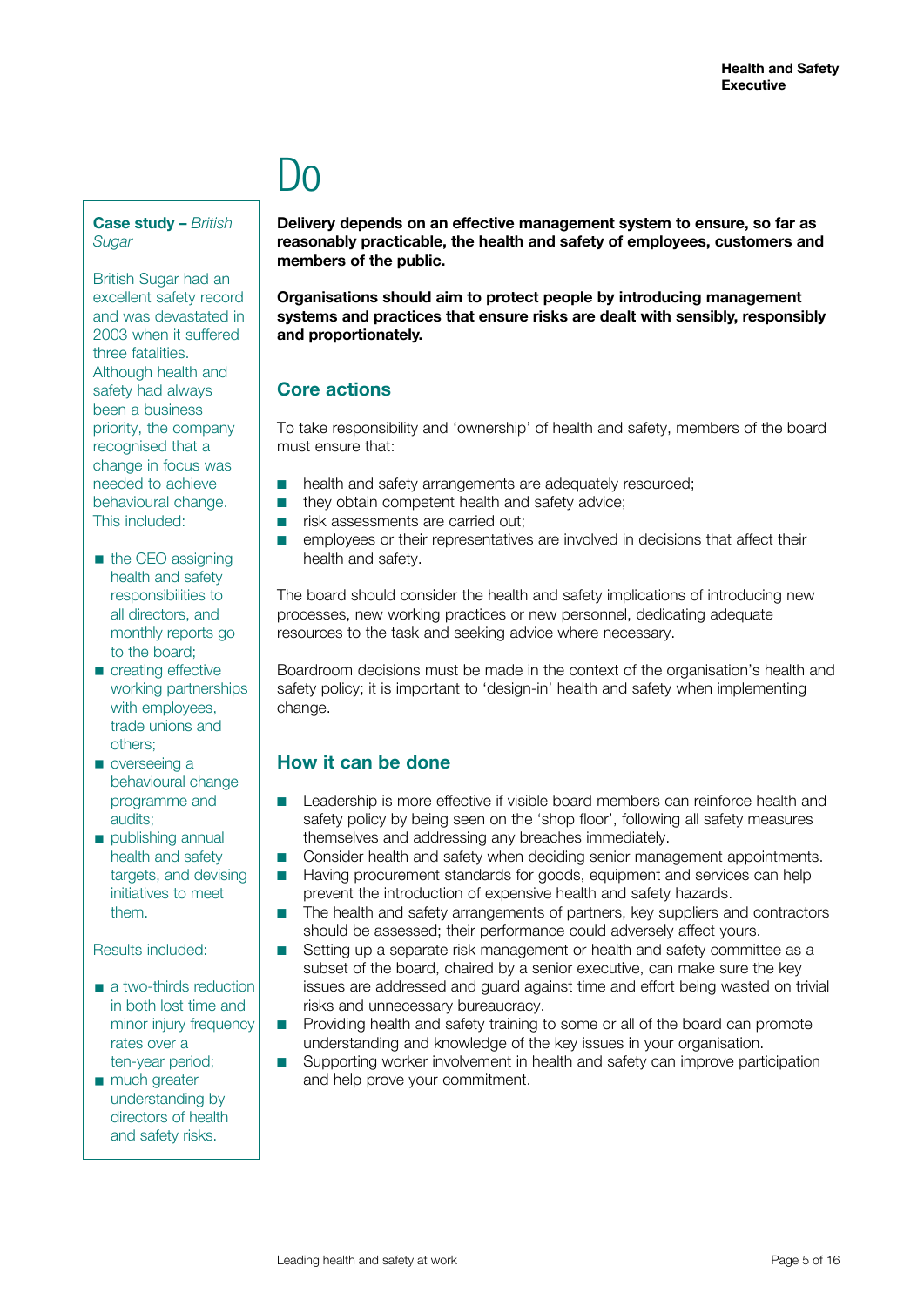# Do

**Delivery depends on an effective management system to ensure, so far as reasonably practicable, the health and safety of employees, customers and members of the public.**

**Organisations should aim to protect people by introducing management systems and practices that ensure risks are dealt with sensibly, responsibly and proportionately.**

## Core actions

To take responsibility and 'ownership' of health and safety, members of the board must ensure that:

- health and safety arrangements are adequately resourced;
- they obtain competent health and safety advice;
- risk assessments are carried out;
- employees or their representatives are involved in decisions that affect their health and safety.

The board should consider the health and safety implications of introducing new processes, new working practices or new personnel, dedicating adequate resources to the task and seeking advice where necessary.

Boardroom decisions must be made in the context of the organisation's health and safety policy; it is important to 'design-in' health and safety when implementing change.

## How it can be done

- Leadership is more effective if visible board members can reinforce health and safety policy by being seen on the 'shop floor', following all safety measures themselves and addressing any breaches immediately.
- Consider health and safety when deciding senior management appointments.
- Having procurement standards for goods, equipment and services can help prevent the introduction of expensive health and safety hazards.
- The health and safety arrangements of partners, key suppliers and contractors should be assessed; their performance could adversely affect yours.
- Setting up a separate risk management or health and safety committee as a subset of the board, chaired by a senior executive, can make sure the key issues are addressed and guard against time and effort being wasted on trivial risks and unnecessary bureaucracy.
- Providing health and safety training to some or all of the board can promote understanding and knowledge of the key issues in your organisation.
- Supporting worker involvement in health and safety can improve participation and help prove your commitment.

**Case study –** ***British Sugar***

British Sugar had an excellent safety record and was devastated in 2003 when it suffered three fatalities. Although health and safety had always been a business priority, the company recognised that a change in focus was needed to achieve behavioural change. This included:

- the CEO assigning health and safety responsibilities to all directors, and monthly reports go to the board;
- creating effective working partnerships with employees, trade unions and others;
- overseeing a behavioural change programme and audits;
- publishing annual health and safety targets, and devising initiatives to meet them.

Results included:

- a two-thirds reduction in both lost time and minor injury frequency rates over a ten-year period;
- much greater understanding by directors of health and safety risks.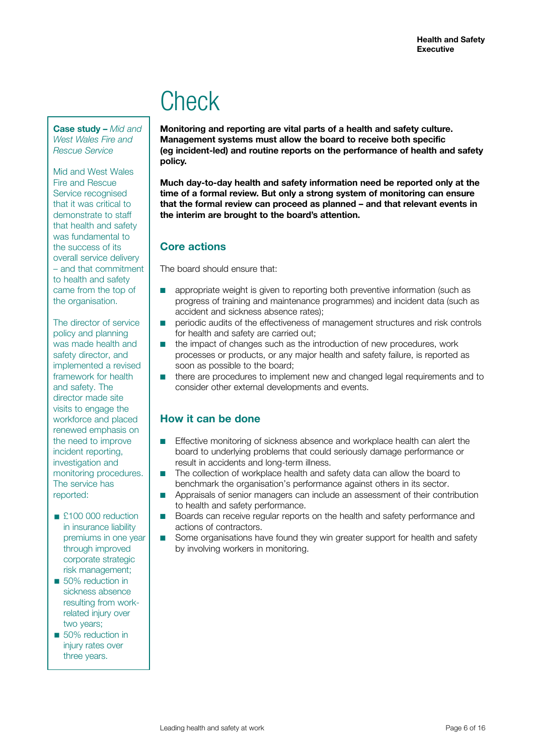# Check

**Monitoring and reporting are vital parts of a health and safety culture. Management systems must allow the board to receive both specific (eg incident-led) and routine reports on the performance of health and safety policy.**

**Much day-to-day health and safety information need be reported only at the time of a formal review. But only a strong system of monitoring can ensure that the formal review can proceed as planned – and that relevant events in the interim are brought to the board's attention.**

## Core actions

The board should ensure that:

- appropriate weight is given to reporting both preventive information (such as progress of training and maintenance programmes) and incident data (such as accident and sickness absence rates);
- periodic audits of the effectiveness of management structures and risk controls for health and safety are carried out;
- the impact of changes such as the introduction of new procedures, work processes or products, or any major health and safety failure, is reported as soon as possible to the board;
- there are procedures to implement new and changed legal requirements and to consider other external developments and events.

## How it can be done

- Effective monitoring of sickness absence and workplace health can alert the board to underlying problems that could seriously damage performance or result in accidents and long-term illness.
- The collection of workplace health and safety data can allow the board to benchmark the organisation's performance against others in its sector.
- Appraisals of senior managers can include an assessment of their contribution to health and safety performance.
- Boards can receive regular reports on the health and safety performance and actions of contractors.
- Some organisations have found they win greater support for health and safety by involving workers in monitoring.

**Case study –** *Mid and West Wales Fire and Rescue Service*

Mid and West Wales Fire and Rescue Service recognised that it was critical to demonstrate to staff that health and safety was fundamental to the success of its overall service delivery – and that commitment to health and safety came from the top of the organisation.

The director of service policy and planning was made health and safety director, and implemented a revised framework for health and safety. The director made site visits to engage the workforce and placed renewed emphasis on the need to improve incident reporting, investigation and monitoring procedures. The service has reported:

- £100 000 reduction in insurance liability premiums in one year through improved corporate strategic risk management;
- 50% reduction in sickness absence resulting from work-related injury over two years;
- 50% reduction in injury rates over three years.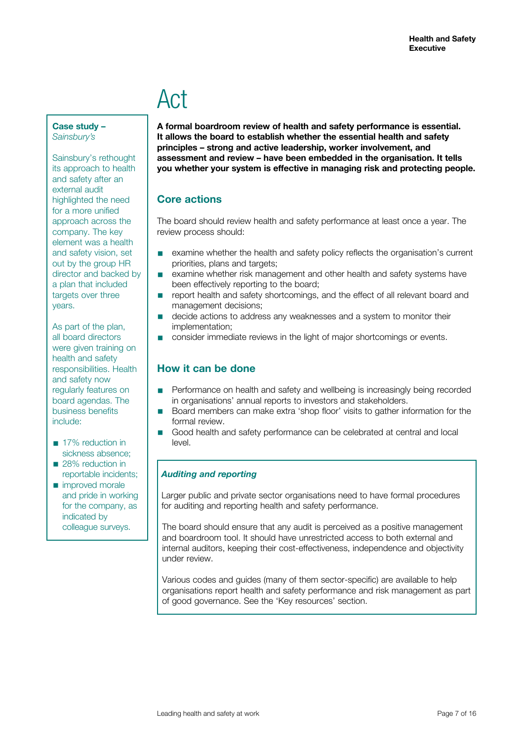# Act

**A formal boardroom review of health and safety performance is essential. It allows the board to establish whether the essential health and safety principles – strong and active leadership, worker involvement, and assessment and review – have been embedded in the organisation. It tells you whether your system is effective in managing risk and protecting people.**

## Core actions

The board should review health and safety performance at least once a year. The review process should:

- examine whether the health and safety policy reflects the organisation's current priorities, plans and targets;
- examine whether risk management and other health and safety systems have been effectively reporting to the board;
- report health and safety shortcomings, and the effect of all relevant board and management decisions;
- decide actions to address any weaknesses and a system to monitor their implementation;
- consider immediate reviews in the light of major shortcomings or events.

## How it can be done

- Performance on health and safety and wellbeing is increasingly being recorded in organisations' annual reports to investors and stakeholders.
- Board members can make extra 'shop floor' visits to gather information for the formal review.
- Good health and safety performance can be celebrated at central and local level.

### *Auditing and reporting*

Larger public and private sector organisations need to have formal procedures for auditing and reporting health and safety performance.

The board should ensure that any audit is perceived as a positive management and boardroom tool. It should have unrestricted access to both external and internal auditors, keeping their cost-effectiveness, independence and objectivity under review.

Various codes and guides (many of them sector-specific) are available to help organisations report health and safety performance and risk management as part of good governance. See the 'Key resources' section.

**Case study –** *Sainsbury's*

Sainsbury's rethought its approach to health and safety after an external audit highlighted the need for a more unified approach across the company. The key element was a health and safety vision, set out by the group HR director and backed by a plan that included targets over three years.

As part of the plan, all board directors were given training on health and safety responsibilities. Health and safety now regularly features on board agendas. The business benefits include:

- 17% reduction in sickness absence;
- 28% reduction in reportable incidents;
- improved morale and pride in working for the company, as indicated by colleague surveys.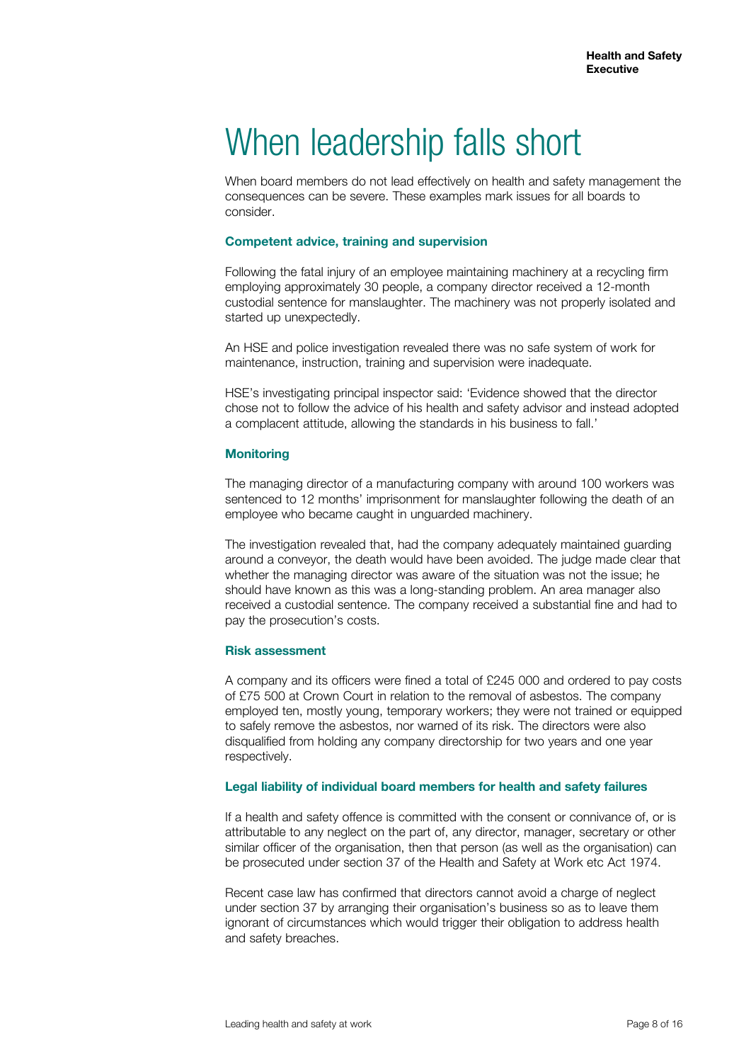# When leadership falls short

When board members do not lead effectively on health and safety management the consequences can be severe. These examples mark issues for all boards to consider.

### Competent advice, training and supervision

Following the fatal injury of an employee maintaining machinery at a recycling firm employing approximately 30 people, a company director received a 12-month custodial sentence for manslaughter. The machinery was not properly isolated and started up unexpectedly.

An HSE and police investigation revealed there was no safe system of work for maintenance, instruction, training and supervision were inadequate.

HSE's investigating principal inspector said: 'Evidence showed that the director chose not to follow the advice of his health and safety advisor and instead adopted a complacent attitude, allowing the standards in his business to fall.'

### Monitoring

The managing director of a manufacturing company with around 100 workers was sentenced to 12 months' imprisonment for manslaughter following the death of an employee who became caught in unguarded machinery.

The investigation revealed that, had the company adequately maintained guarding around a conveyor, the death would have been avoided. The judge made clear that whether the managing director was aware of the situation was not the issue; he should have known as this was a long-standing problem. An area manager also received a custodial sentence. The company received a substantial fine and had to pay the prosecution's costs.

### Risk assessment

A company and its officers were fined a total of £245 000 and ordered to pay costs of £75 500 at Crown Court in relation to the removal of asbestos. The company employed ten, mostly young, temporary workers; they were not trained or equipped to safely remove the asbestos, nor warned of its risk. The directors were also disqualified from holding any company directorship for two years and one year respectively.

### Legal liability of individual board members for health and safety failures

If a health and safety offence is committed with the consent or connivance of, or is attributable to any neglect on the part of, any director, manager, secretary or other similar officer of the organisation, then that person (as well as the organisation) can be prosecuted under section 37 of the Health and Safety at Work etc Act 1974.

Recent case law has confirmed that directors cannot avoid a charge of neglect under section 37 by arranging their organisation's business so as to leave them ignorant of circumstances which would trigger their obligation to address health and safety breaches.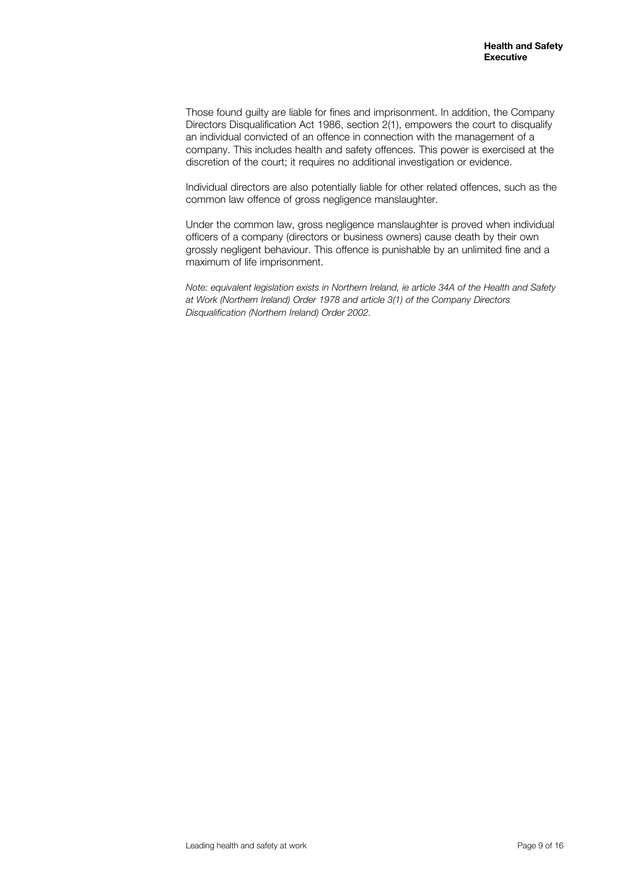Those found guilty are liable for fines and imprisonment. In addition, the Company Directors Disqualification Act 1986, section 2(1), empowers the court to disqualify an individual convicted of an offence in connection with the management of a company. This includes health and safety offences. This power is exercised at the discretion of the court; it requires no additional investigation or evidence.

Individual directors are also potentially liable for other related offences, such as the common law offence of gross negligence manslaughter.

Under the common law, gross negligence manslaughter is proved when individual officers of a company (directors or business owners) cause death by their own grossly negligent behaviour. This offence is punishable by an unlimited fine and a maximum of life imprisonment.

*Note: equivalent legislation exists in Northern Ireland, ie article 34A of the Health and Safety at Work (Northern Ireland) Order 1978 and article 3(1) of the Company Directors Disqualification (Northern Ireland) Order 2002.*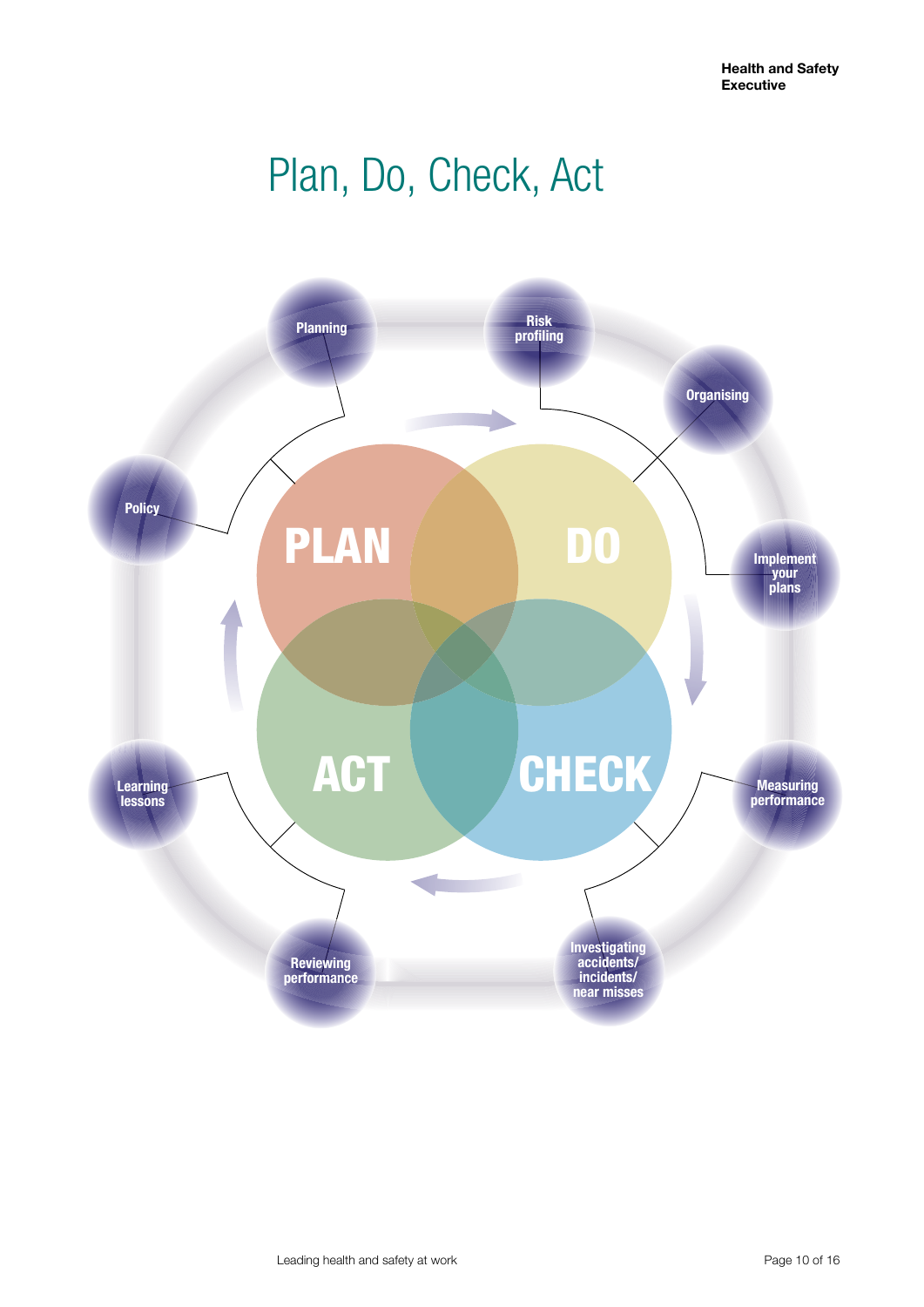# Plan, Do, Check, Act

PLAN

DO

CHECK

ACT

Policy

Planning

Risk profiling

Organising

Implement your plans

Measuring performance

Investigating accidents/ incidents/ near misses

Reviewing performance

Learning lessons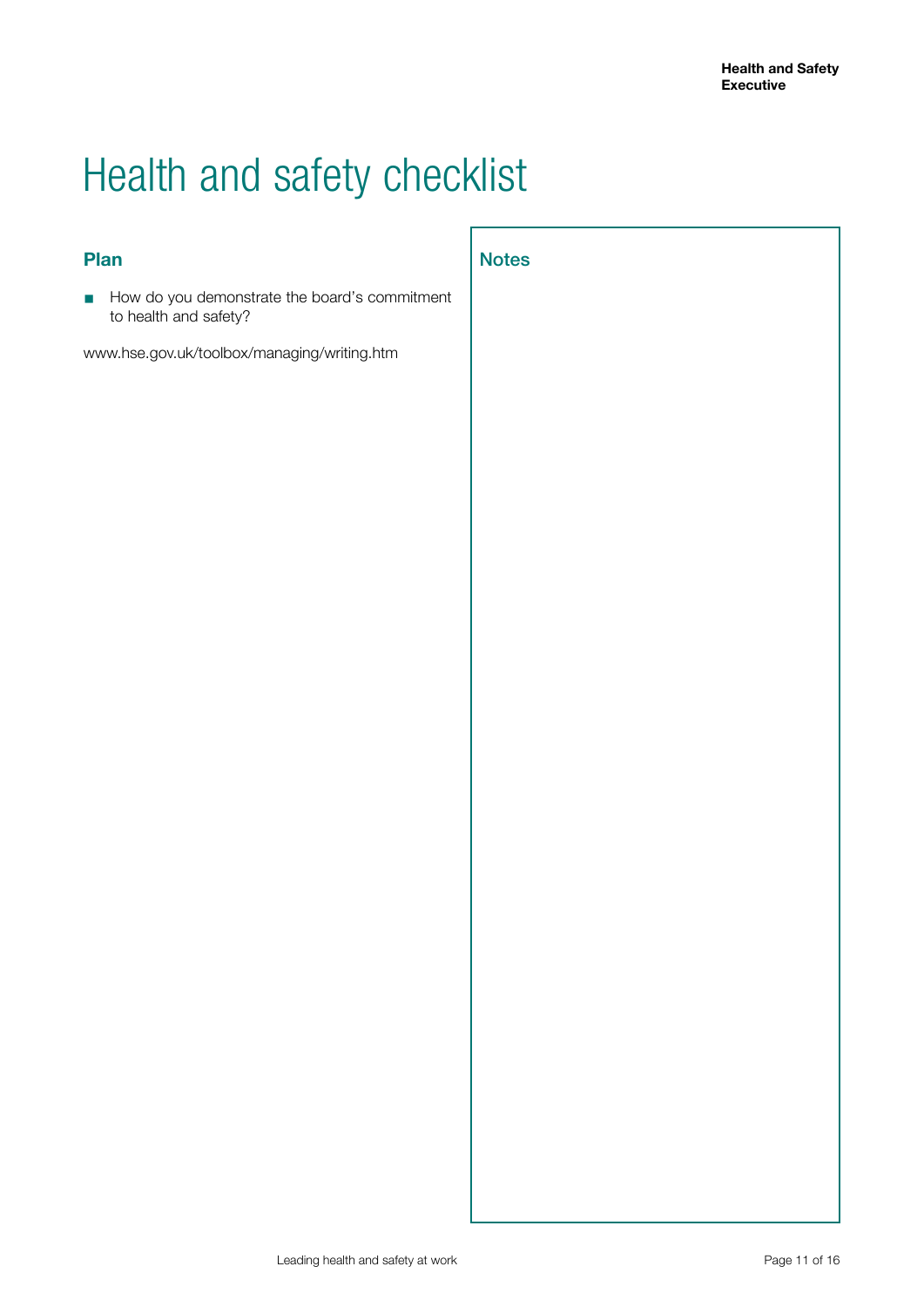# Health and safety checklist

## Plan

- How do you demonstrate the board's commitment to health and safety?

www.hse.gov.uk/toolbox/managing/writing.htm

## Notes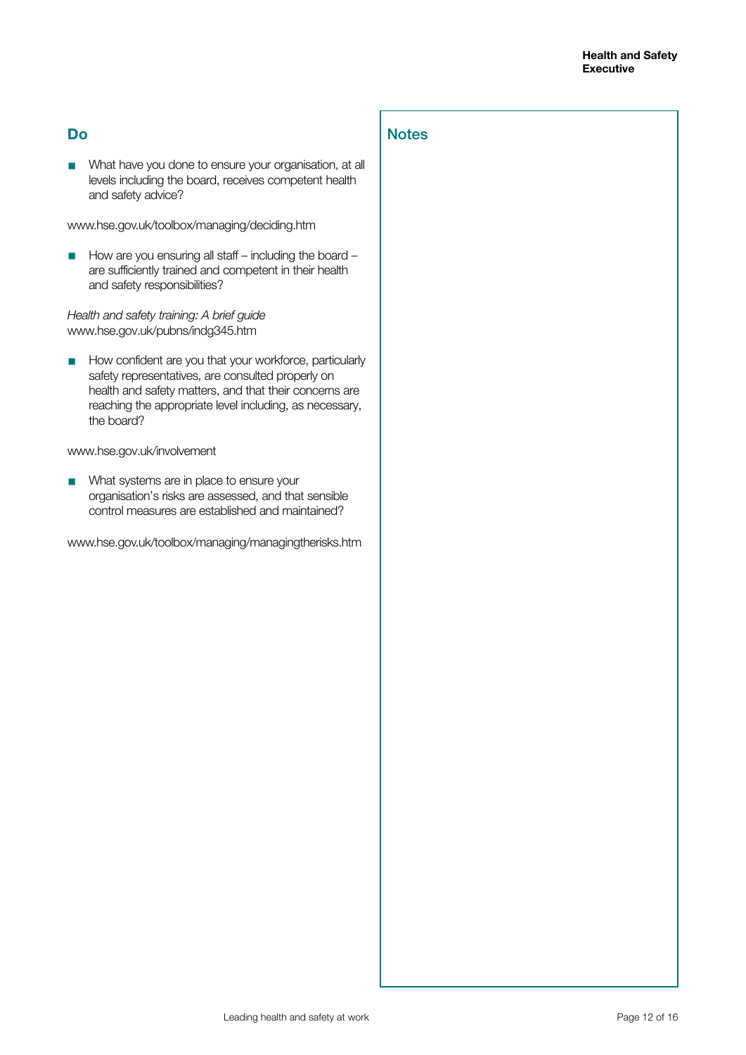## Do

- What have you done to ensure your organisation, at all levels including the board, receives competent health and safety advice?

www.hse.gov.uk/toolbox/managing/deciding.htm

- How are you ensuring all staff – including the board – are sufficiently trained and competent in their health and safety responsibilities?

*Health and safety training: A brief guide*
www.hse.gov.uk/pubns/indg345.htm

- How confident are you that your workforce, particularly safety representatives, are consulted properly on health and safety matters, and that their concerns are reaching the appropriate level including, as necessary, the board?

www.hse.gov.uk/involvement

- What systems are in place to ensure your organisation's risks are assessed, and that sensible control measures are established and maintained?

www.hse.gov.uk/toolbox/managing/managingtherisks.htm

## Notes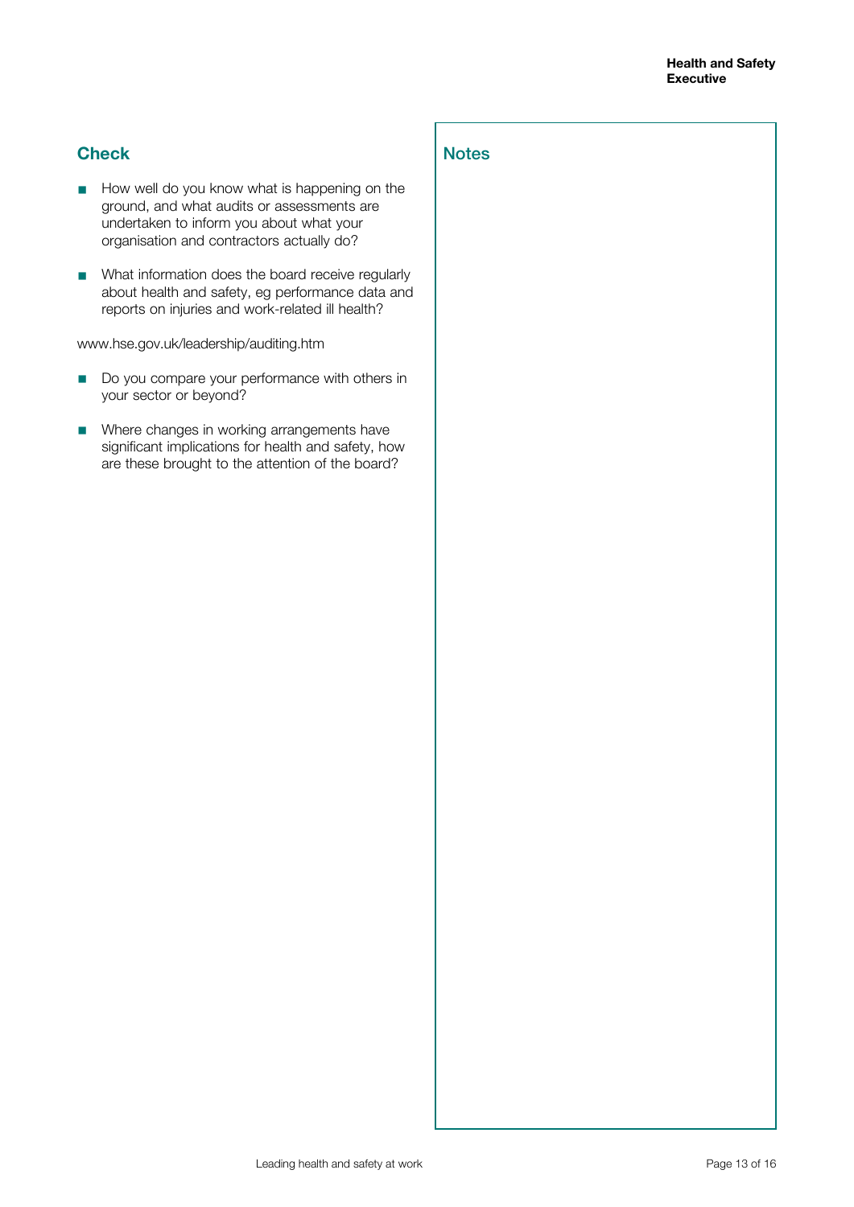## Check

- How well do you know what is happening on the ground, and what audits or assessments are undertaken to inform you about what your organisation and contractors actually do?
- What information does the board receive regularly about health and safety, eg performance data and reports on injuries and work-related ill health?

www.hse.gov.uk/leadership/auditing.htm

- Do you compare your performance with others in your sector or beyond?
- Where changes in working arrangements have significant implications for health and safety, how are these brought to the attention of the board?

## Notes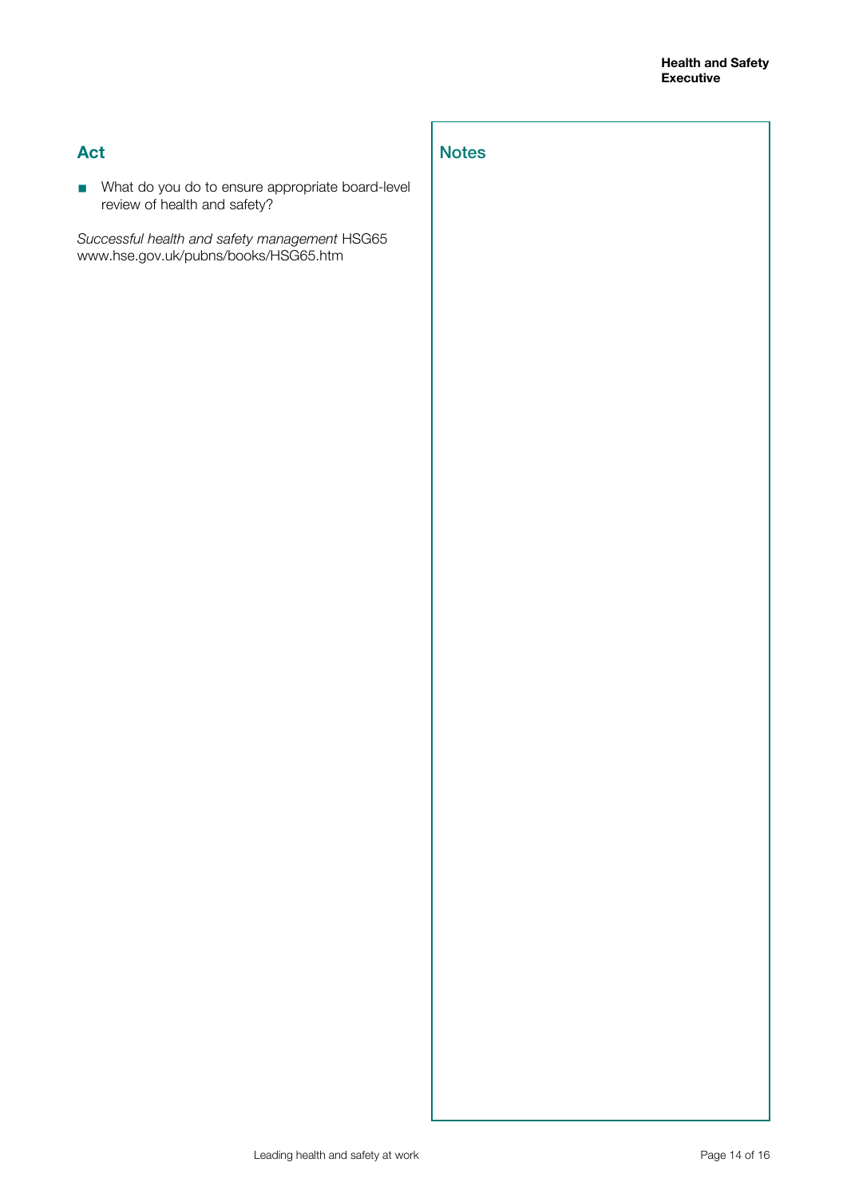## Act

- What do you do to ensure appropriate board-level review of health and safety?

*Successful health and safety management* HSG65
www.hse.gov.uk/pubns/books/HSG65.htm

## Notes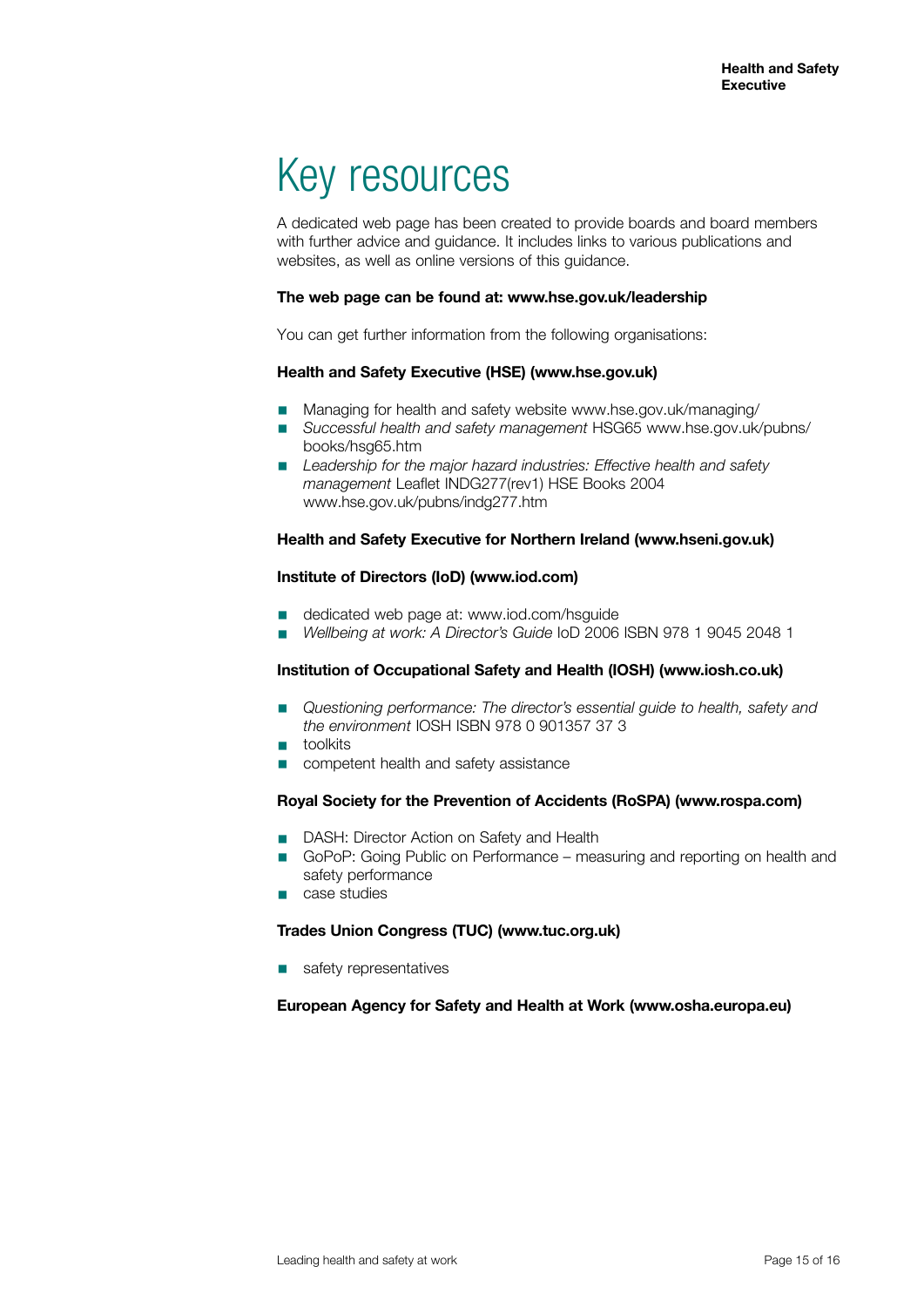# Key resources

A dedicated web page has been created to provide boards and board members with further advice and guidance. It includes links to various publications and websites, as well as online versions of this guidance.

**The web page can be found at: www.hse.gov.uk/leadership**

You can get further information from the following organisations:

**Health and Safety Executive (HSE) (www.hse.gov.uk)**

- Managing for health and safety website www.hse.gov.uk/managing/
- *Successful health and safety management* HSG65 www.hse.gov.uk/pubns/books/hsg65.htm
- *Leadership for the major hazard industries: Effective health and safety management* Leaflet INDG277(rev1) HSE Books 2004 www.hse.gov.uk/pubns/indg277.htm

**Health and Safety Executive for Northern Ireland (www.hseni.gov.uk)**

**Institute of Directors (IoD) (www.iod.com)**

- dedicated web page at: www.iod.com/hsguide
- *Wellbeing at work: A Director's Guide* IoD 2006 ISBN 978 1 9045 2048 1

**Institution of Occupational Safety and Health (IOSH) (www.iosh.co.uk)**

- *Questioning performance: The director's essential guide to health, safety and the environment* IOSH ISBN 978 0 901357 37 3
- toolkits
- competent health and safety assistance

**Royal Society for the Prevention of Accidents (RoSPA) (www.rospa.com)**

- DASH: Director Action on Safety and Health
- GoPoP: Going Public on Performance – measuring and reporting on health and safety performance
- case studies

**Trades Union Congress (TUC) (www.tuc.org.uk)**

- safety representatives

**European Agency for Safety and Health at Work (www.osha.europa.eu)**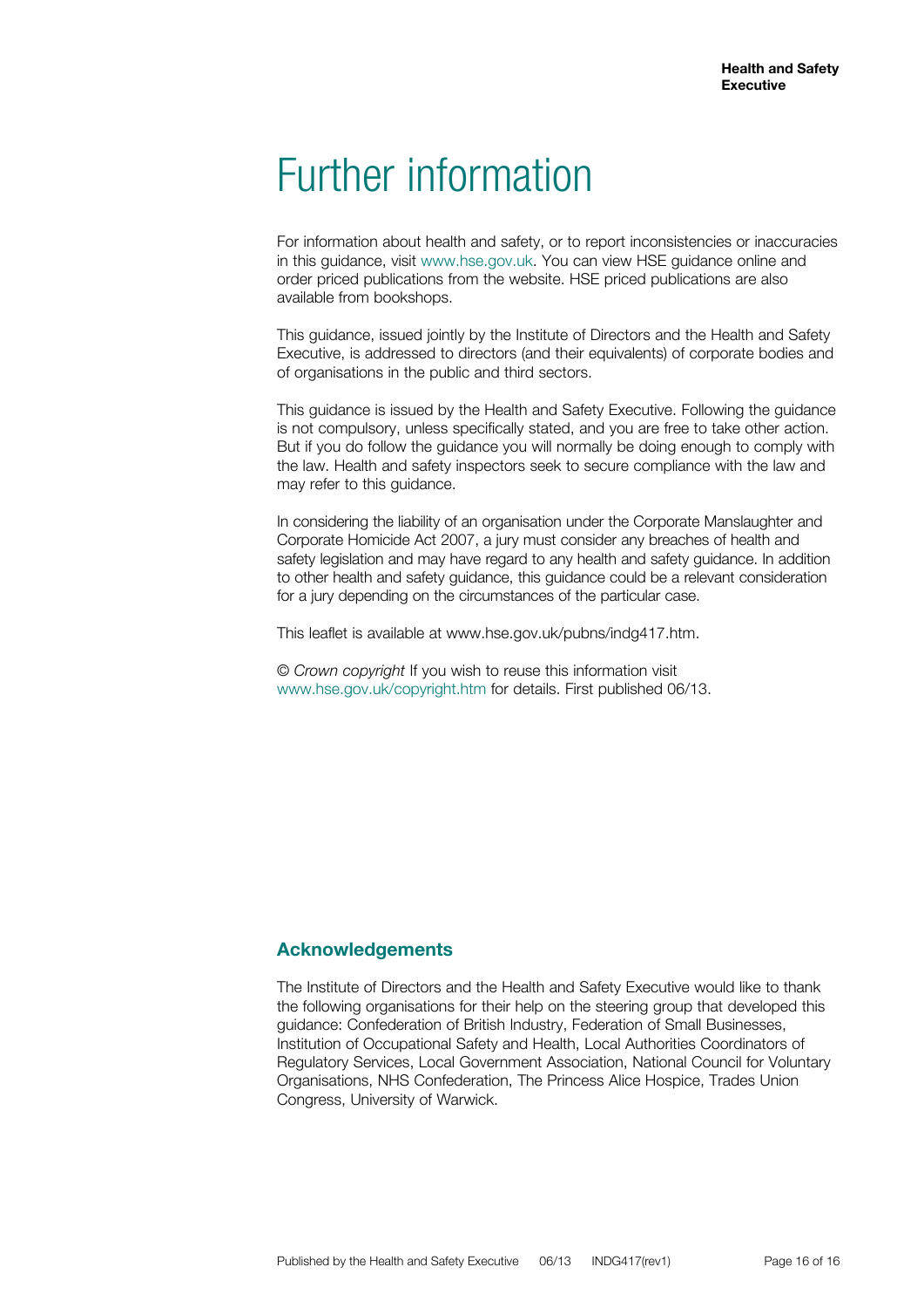# Further information

For information about health and safety, or to report inconsistencies or inaccuracies in this guidance, visit www.hse.gov.uk. You can view HSE guidance online and order priced publications from the website. HSE priced publications are also available from bookshops.

This guidance, issued jointly by the Institute of Directors and the Health and Safety Executive, is addressed to directors (and their equivalents) of corporate bodies and of organisations in the public and third sectors.

This guidance is issued by the Health and Safety Executive. Following the guidance is not compulsory, unless specifically stated, and you are free to take other action. But if you do follow the guidance you will normally be doing enough to comply with the law. Health and safety inspectors seek to secure compliance with the law and may refer to this guidance.

In considering the liability of an organisation under the Corporate Manslaughter and Corporate Homicide Act 2007, a jury must consider any breaches of health and safety legislation and may have regard to any health and safety guidance. In addition to other health and safety guidance, this guidance could be a relevant consideration for a jury depending on the circumstances of the particular case.

This leaflet is available at www.hse.gov.uk/pubns/indg417.htm.

© *Crown copyright* If you wish to reuse this information visit www.hse.gov.uk/copyright.htm for details. First published 06/13.

## Acknowledgements

The Institute of Directors and the Health and Safety Executive would like to thank the following organisations for their help on the steering group that developed this guidance: Confederation of British Industry, Federation of Small Businesses, Institution of Occupational Safety and Health, Local Authorities Coordinators of Regulatory Services, Local Government Association, National Council for Voluntary Organisations, NHS Confederation, The Princess Alice Hospice, Trades Union Congress, University of Warwick.

Published by the Health and Safety Executive 06/13 INDG417(rev1)